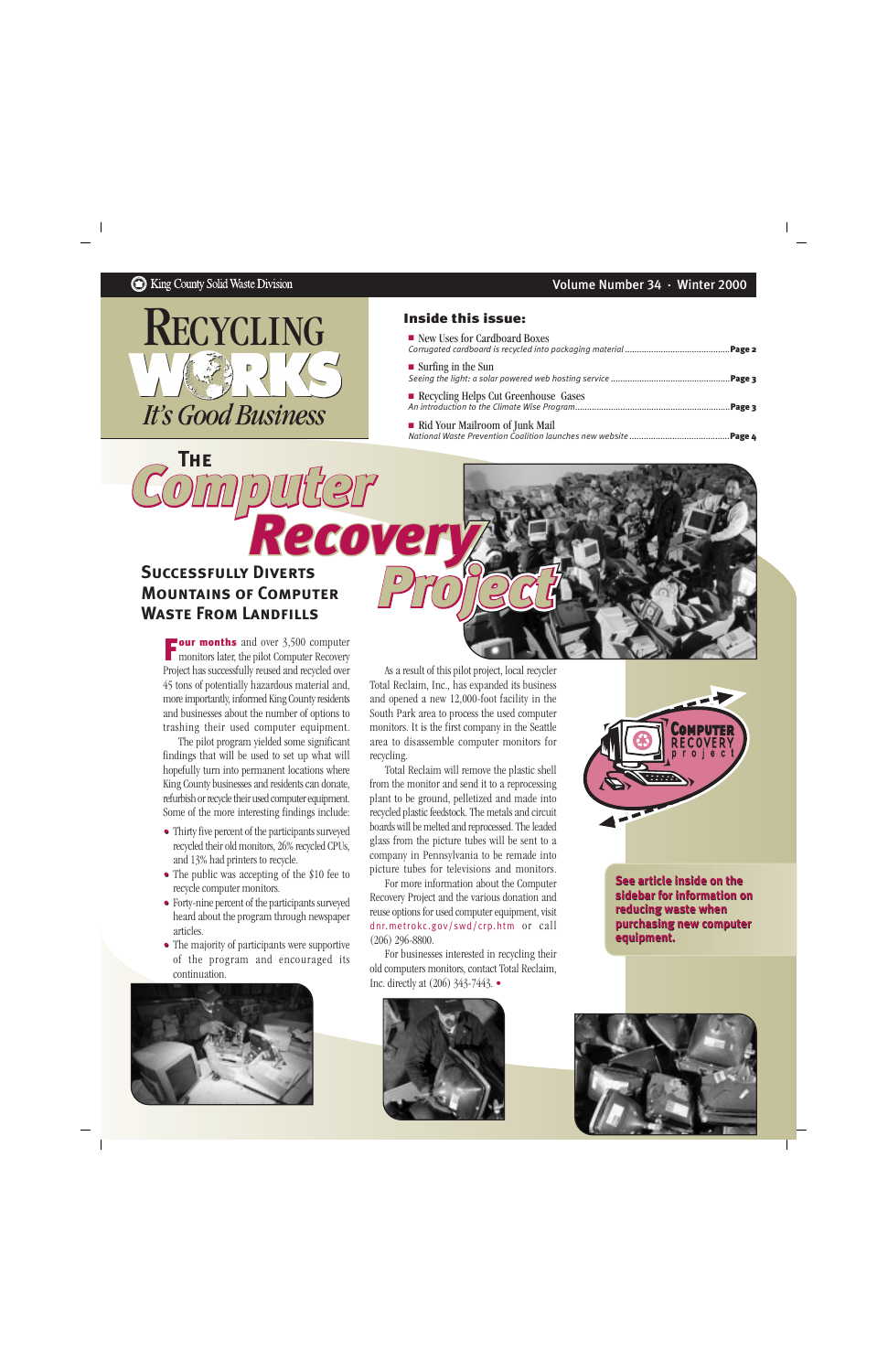King County Solid Waste Division

Volume Number 34 · Winter 2000

# Recycling Works

*It's Good Business*

## Inside this issue:

- New Uses for Cardboard Boxes
  *Corrugated cardboard is recycled into packaging material* ..... **Page 2**
- Surfing in the Sun
  *Seeing the light: a solar powered web hosting service* ..... **Page 3**
- Recycling Helps Cut Greenhouse Gases
  *An introduction to the Climate Wise Program* ..... **Page 3**
- Rid Your Mailroom of Junk Mail
  *National Waste Prevention Coalition launches new website* ..... **Page 4**

# The Computer Recovery Project

## Successfully Diverts Mountains of Computer Waste From Landfills

**Four months** and over 3,500 computer monitors later, the pilot Computer Recovery Project has successfully reused and recycled over 45 tons of potentially hazardous material and, more importantly, informed King County residents and businesses about the number of options to trashing their used computer equipment.

The pilot program yielded some significant findings that will be used to set up what will hopefully turn into permanent locations where King County businesses and residents can donate, refurbish or recycle their used computer equipment. Some of the more interesting findings include:

- Thirty five percent of the participants surveyed recycled their old monitors, 26% recycled CPUs, and 13% had printers to recycle.
- The public was accepting of the $10 fee to recycle computer monitors.
- Forty-nine percent of the participants surveyed heard about the program through newspaper articles.
- The majority of participants were supportive of the program and encouraged its continuation.

As a result of this pilot project, local recycler Total Reclaim, Inc., has expanded its business and opened a new 12,000-foot facility in the South Park area to process the used computer monitors. It is the first company in the Seattle area to disassemble computer monitors for recycling.

Total Reclaim will remove the plastic shell from the monitor and send it to a reprocessing plant to be ground, pelletized and made into recycled plastic feedstock. The metals and circuit boards will be melted and reprocessed. The leaded glass from the picture tubes will be sent to a company in Pennsylvania to be remade into picture tubes for televisions and monitors.

For more information about the Computer Recovery Project and the various donation and reuse options for used computer equipment, visit dnr.metrokc.gov/swd/crp.htm or call (206) 296-8800.

For businesses interested in recycling their old computers monitors, contact Total Reclaim, Inc. directly at (206) 343-7443. •

Computer Recovery project

**See article inside on the sidebar for information on reducing waste when purchasing new computer equipment.**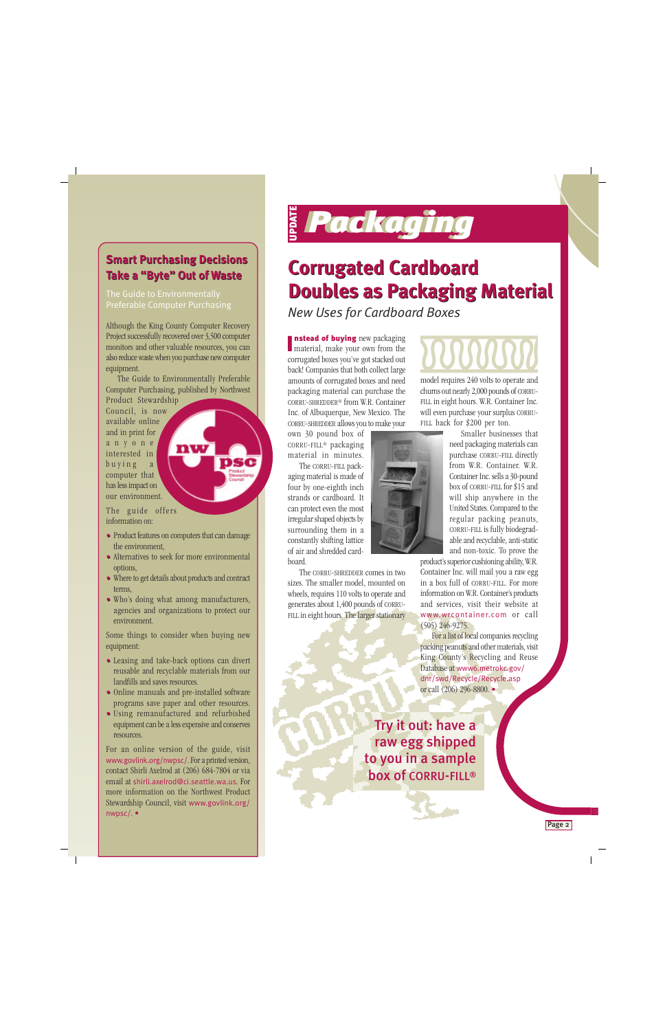## Smart Purchasing Decisions Take a "Byte" Out of Waste

### The Guide to Environmentally Preferable Computer Purchasing

Although the King County Computer Recovery Project successfully recovered over 3,500 computer monitors and other valuable resources, you can also reduce waste when you purchase new computer equipment.

The Guide to Environmentally Preferable Computer Purchasing, published by Northwest Product Stewardship Council, is now available online and in print for anyone interested in buying a computer that has less impact on our environment.

The guide offers information on:

- Product features on computers that can damage the environment,
- Alternatives to seek for more environmental options,
- Where to get details about products and contract terms,
- Who's doing what among manufacturers, agencies and organizations to protect our environment.

Some things to consider when buying new equipment:

- Leasing and take-back options can divert reusable and recyclable materials from our landfills and saves resources.
- Online manuals and pre-installed software programs save paper and other resources.
- Using remanufactured and refurbished equipment can be a less expensive and conserves resources.

For an online version of the guide, visit www.govlink.org/nwpsc/. For a printed version, contact Shirli Axelrod at (206) 684-7804 or via email at shirli.axelrod@ci.seattle.wa.us. For more information on the Northwest Product Stewardship Council, visit www.govlink.org/nwpsc/. •

# UPDATE Packaging

## Corrugated Cardboard Doubles as Packaging Material

*New Uses for Cardboard Boxes*

**Instead of buying** new packaging material, make your own from the corrugated boxes you've got stacked out back! Companies that both collect large amounts of corrugated boxes and need packaging material can purchase the CORRU-SHREDDER® from W.R. Container Inc. of Albuquerque, New Mexico. The CORRU-SHREDDER allows you to make your own 30 pound box of CORRU-FILL® packaging material in minutes.

The CORRU-FILL packaging material is made of four by one-eighth inch strands or cardboard. It can protect even the most irregular shaped objects by surrounding them in a constantly shifting lattice of air and shredded cardboard.

The CORRU-SHREDDER comes in two sizes. The smaller model, mounted on wheels, requires 110 volts to operate and generates about 1,400 pounds of CORRU-FILL in eight hours. The larger stationary model requires 240 volts to operate and churns out nearly 2,000 pounds of CORRU-FILL in eight hours. W.R. Container Inc. will even purchase your surplus CORRU-FILL back for $200 per ton.

Smaller businesses that need packaging materials can purchase CORRU-FILL directly from W.R. Container. W.R. Container Inc. sells a 30-pound box of CORRU-FILL for $15 and will ship anywhere in the United States. Compared to the regular packing peanuts, CORRU-FILL is fully biodegradable and recyclable, anti-static and non-toxic. To prove the product's superior cushioning ability, W.R. Container Inc. will mail you a raw egg in a box full of CORRU-FILL. For more information on W.R. Container's products and services, visit their website at www.wrcontainer.com or call (505) 246-9275.

For a list of local companies recycling packing peanuts and other materials, visit King County's Recycling and Reuse Database at www6.metrokc.gov/dnr/swd/Recycle/Recycle.asp or call (206) 296-8800. •

**Try it out: have a raw egg shipped to you in a sample box of CORRU-FILL®**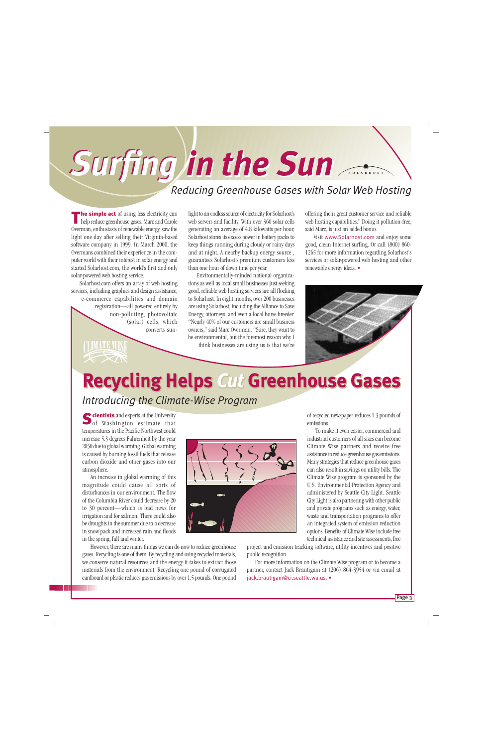# Surfing in the Sun

## Reducing Greenhouse Gases with Solar Web Hosting

**The simple act** of using less electricity can help reduce greenhouse gases. Marc and Carole Overman, enthusiasts of renewable energy, saw the light one day after selling their Virginia-based software company in 1999. In March 2000, the Overmans combined their experience in the computer world with their interest in solar energy and started Solarhost.com, the world's first and only solar-powered web hosting service.

Solarhost.com offers an array of web hosting services, including graphics and design assistance, e-commerce capabilities and domain registration—all powered entirely by non-polluting, photovoltaic (solar) cells, which converts sunlight to an endless source of electricity for Solarhost's web servers and facility. With over 360 solar cells generating an average of 4.8 kilowatts per hour, Solarhost stores its excess power in battery packs to keep things running during cloudy or rainy days and at night. A nearby backup energy source , guarantees Solarhost's premium customers less than one hour of down time per year.

Environmentally-minded national organizations as well as local small businesses just seeking good, reliable web hosting services are all flocking to Solarhost. In eight months, over 200 businesses are using Solarhost, including the Alliance to Save Energy, attorneys, and even a local horse breeder. "Nearly 40% of our customers are small business owners," said Marc Overman. "Sure, they want to be environmental, but the foremost reason why I think businesses are using us is that we're offering them great customer service and reliable web hosting capabilities." Doing it pollution-free, said Marc, is just an added bonus.

Visit www.Solarhost.com and enjoy some good, clean Internet surfing. Or call (800) 860-1265 for more information regarding Solarhost's services or solar-powered web hosting and other renewable energy ideas. •

# Recycling Helps *Cut* Greenhouse Gases

## Introducing the Climate-Wise Program

**Scientists** and experts at the University of Washington estimate that temperatures in the Pacific Northwest could increase 5.3 degrees Fahrenheit by the year 2050 due to global warming. Global warming is caused by burning fossil fuels that release carbon dioxide and other gases into our atmosphere.

An increase in global warming of this magnitude could cause all sorts of disturbances in our environment. The flow of the Columbia River could decrease by 20 to 30 percent—which is bad news for irrigation and for salmon. There could also be droughts in the summer due to a decrease in snow pack and increased rain and floods in the spring, fall and winter.

However, there are many things we can do now to reduce greenhouse gases. Recycling is one of them. By recycling and using recycled materials, we conserve natural resources and the energy it takes to extract those materials from the environment. Recycling one pound of corrugated cardboard or plastic reduces gas emissions by over 1.5 pounds. One pound of recycled newspaper reduces 1.3 pounds of emissions.

To make it even easier, commercial and industrial customers of all sizes can become Climate Wise partners and receive free assistance to reduce greenhouse gas emissions. Many strategies that reduce greenhouse gases can also result in savings on utility bills. The Climate Wise program is sponsored by the U.S. Environmental Protection Agency and administered by Seattle City Light. Seattle City Light is also partnering with other public and private programs such as energy, water, waste and transportation programs to offer an integrated system of emission reduction options. Benefits of Climate Wise include free technical assistance and site assessments, free project and emission tracking software, utility incentives and positive public recognition.

For more information on the Climate Wise program or to become a partner, contact Jack Brautigam at (206) 864-3954 or via email at jack.brautigam@ci.seattle.wa.us. •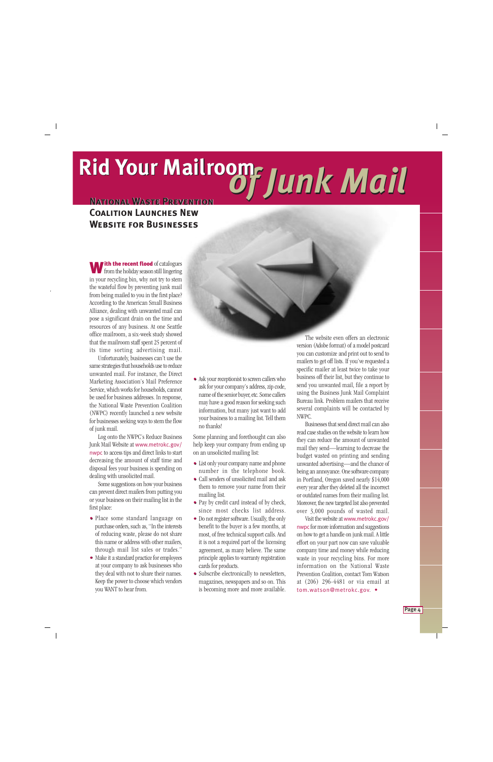# Rid Your Mailroom of Junk Mail

## National Waste Prevention Coalition Launches New Website for Businesses

**With the recent flood** of catalogues from the holiday season still lingering in your recycling bin, why not try to stem the wasteful flow by preventing junk mail from being mailed to you in the first place? According to the American Small Business Alliance, dealing with unwanted mail can pose a significant drain on the time and resources of any business. At one Seattle office mailroom, a six-week study showed that the mailroom staff spent 25 percent of its time sorting advertising mail.

Unfortunately, businesses can't use the same strategies that households use to reduce unwanted mail. For instance, the Direct Marketing Association's Mail Preference Service, which works for households, cannot be used for business addresses. In response, the National Waste Prevention Coalition (NWPC) recently launched a new website for businesses seeking ways to stem the flow of junk mail.

Log onto the NWPC's Reduce Business Junk Mail Website at www.metrokc.gov/nwpc to access tips and direct links to start decreasing the amount of staff time and disposal fees your business is spending on dealing with unsolicited mail.

Some suggestions on how your business can prevent direct mailers from putting you or your business on their mailing list in the first place:

- Place some standard language on purchase orders, such as, "In the interests of reducing waste, please do not share this name or address with other mailers, through mail list sales or trades."
- Make it a standard practice for employees at your company to ask businesses who they deal with not to share their names. Keep the power to choose which vendors you WANT to hear from.
- Ask your receptionist to screen callers who ask for your company's address, zip code, name of the senior buyer, etc. Some callers may have a good reason for seeking such information, but many just want to add your business to a mailing list. Tell them no thanks!

Some planning and forethought can also help keep your company from ending up on an unsolicited mailing list:

- List only your company name and phone number in the telephone book.
- Call senders of unsolicited mail and ask them to remove your name from their mailing list.
- Pay by credit card instead of by check, since most checks list address.
- Do not register software. Usually, the only benefit to the buyer is a few months, at most, of free technical support calls. And it is not a required part of the licensing agreement, as many believe. The same principle applies to warranty registration cards for products.
- Subscribe electronically to newsletters, magazines, newspapers and so on. This is becoming more and more available.

The website even offers an electronic version (Adobe format) of a model postcard you can customize and print out to send to mailers to get off lists. If you've requested a specific mailer at least twice to take your business off their list, but they continue to send you unwanted mail, file a report by using the Business Junk Mail Complaint Bureau link. Problem mailers that receive several complaints will be contacted by NWPC.

Businesses that send direct mail can also read case studies on the website to learn how they can reduce the amount of unwanted mail they send—learning to decrease the budget wasted on printing and sending unwanted advertising—and the chance of being an annoyance. One software company in Portland, Oregon saved nearly $14,000 every year after they deleted all the incorrect or outdated names from their mailing list. Moreover, the new targeted list also prevented over 3,000 pounds of wasted mail.

Visit the website at www.metrokc.gov/nwpc for more information and suggestions on how to get a handle on junk mail. A little effort on your part now can save valuable company time and money while reducing waste in your recycling bins. For more information on the National Waste Prevention Coalition, contact Tom Watson at (206) 296-4481 or via email at tom.watson@metrokc.gov. •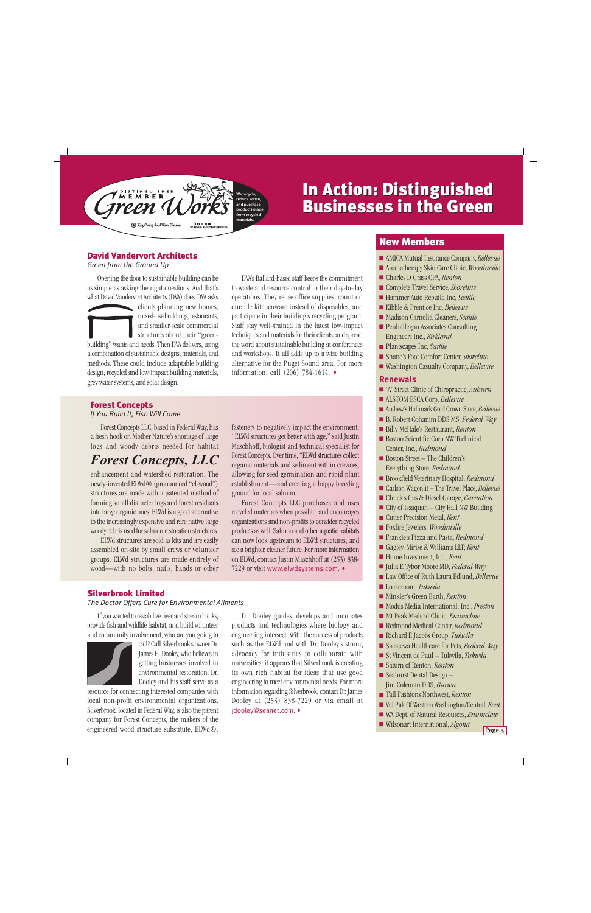Distinguished Member Green Works — We recycle, reduce waste, and purchase products made from recycled materials. King County Solid Waste Division

# In Action: Distinguished Businesses in the Green

## David Vandervort Architects

*Green from the Ground Up*

Opening the door to sustainable building can be as simple as asking the right questions. And that's what David Vandervort Architects (DVA) does: DVA asks clients planning new homes, mixed-use buildings, restaurants, and smaller-scale commercial structures about their "green-building" wants and needs. Then DVA delivers, using a combination of sustainable designs, materials, and methods. These could include adaptable building design, recycled and low-impact building materials, grey water systems, and solar design.

DVA's Ballard-based staff keeps the commitment to waste and resource control in their day-to-day operations. They reuse office supplies, count on durable kitchenware instead of disposables, and participate in their building's recycling program. Staff stay well-trained in the latest low-impact techniques and materials for their clients, and spread the word about sustainable building at conferences and workshops. It all adds up to a wise building alternative for the Puget Sound area. For more information, call (206) 784-1614. •

## Forest Concepts

*If You Build It, Fish Will Come*

**Forest Concepts, LLC**

Forest Concepts LLC, based in Federal Way, has a fresh hook on Mother Nature's shortage of large logs and woody debris needed for habitat enhancement and watershed restoration. The newly-invented ELWd® (pronounced "el-wood") structures are made with a patented method of forming small diameter logs and forest residuals into large organic ones. ELWd is a good alternative to the increasingly expensive and rare native large woody debris used for salmon restoration structures.

ELWd structures are sold as kits and are easily assembled on-site by small crews or volunteer groups. ELWd structures are made entirely of wood—with no bolts, nails, bands or other fasteners to negatively impact the environment. "ELWd structures get better with age," said Justin Maschhoff, biologist and technical specialist for Forest Concepts. Over time, "ELWd structures collect organic materials and sediment within crevices, allowing for seed germination and rapid plant establishment—and creating a happy breeding ground for local salmon.

Forest Concepts LLC purchases and uses recycled materials when possible, and encourages organizations and non-profits to consider recycled products as well. Salmon and other aquatic habitats can now look upstream to ELWd structures, and see a brighter, cleaner future. For more information on ELWd, contact Justin Maschhoff at (253) 838-7229 or visit www.elwdsystems.com. •

## Silverbrook Limited

*The Doctor Offers Cure for Environmental Ailments*

If you wanted to restabilize river and stream banks, provide fish and wildlife habitat, and build volunteer and community involvement, who are you going to call? Call Silverbrook's owner Dr. James H. Dooley, who believes in getting businesses involved in environmental restoration. Dr. Dooley and his staff serve as a resource for connecting interested companies with local non-profit environmental organizations. Silverbrook, located in Federal Way, is also the parent company for Forest Concepts, the makers of the engineered wood structure substitute, ELWd®.

Dr. Dooley guides, develops and incubates products and technologies where biology and engineering intersect. With the success of products such as the ELWd and with Dr. Dooley's strong advocacy for industries to collaborate with universities, it appears that Silverbrook is creating its own rich habitat for ideas that use good engineering to meet environmental needs. For more information regarding Silverbrook, contact Dr. James Dooley at (253) 838-7229 or via email at jdooley@seanet.com. •

## New Members

- AMICA Mutual Insurance Company, *Bellevue*
- Aromatherapy Skin Care Clinic, *Woodinville*
- Charles D Grass CPA, *Renton*
- Complete Travel Service, *Shoreline*
- Hammer Auto Rebuild Inc, *Seattle*
- Kibble & Prentice Inc, *Bellevue*
- Madison Carnolia Cleaners, *Seattle*
- Penhallegon Associates Consulting Engineers Inc., *Kirkland*
- Plantscapes Inc, *Seattle*
- Shane's Foot Comfort Center, *Shoreline*
- Washington Casualty Company, *Bellevue*

## Renewals

- 'A' Street Clinic of Chiropractic, *Auburn*
- ALSTOM ESCA Corp, *Bellevue*
- Andrew's Hallmark Gold Crown Store, *Bellevue*
- B. Robert Cohanim DDS MS, *Federal Way*
- Billy McHale's Restaurant, *Renton*
- Boston Scientific Corp NW Technical Center, Inc., *Redmond*
- Boston Street – The Children's Everything Store, *Redmond*
- Brookfield Veterinary Hospital, *Redmond*
- Carlson Wagonlit – The Travel Place, *Bellevue*
- Chuck's Gas & Diesel Garage, *Carnation*
- City of Issaquah – City Hall NW Building
- Cutter Precision Metal, *Kent*
- Foxfire Jewelers, *Woodinville*
- Frankie's Pizza and Pasta, *Redmond*
- Gagley, Mirise & Williams LLP, *Kent*
- Hume Investment, Inc., *Kent*
- Julia F. Tybor Moore MD, *Federal Way*
- Law Office of Ruth Laura Edlund, *Bellevue*
- Lockeroom, *Tukwila*
- Minkler's Green Earth, *Renton*
- Modus Media International, Inc., *Preston*
- Mt Peak Medical Clinic, *Enumclaw*
- Redmond Medical Center, *Redmond*
- Richard E Jacobs Group, *Tukwila*
- Sacajewa Healthcare for Pets, *Federal Way*
- St Vincent de Paul – Tukwila, *Tukwila*
- Saturn of Renton, *Renton*
- Seahurst Dental Design – Jim Coleman DDS, *Burien*
- Tall Fashions Northwest, *Renton*
- Val Pak Of Western Washington/Central, *Kent*
- WA Dept. of Natural Resources, *Enumclaw*
- Wilsonart International, *Algona*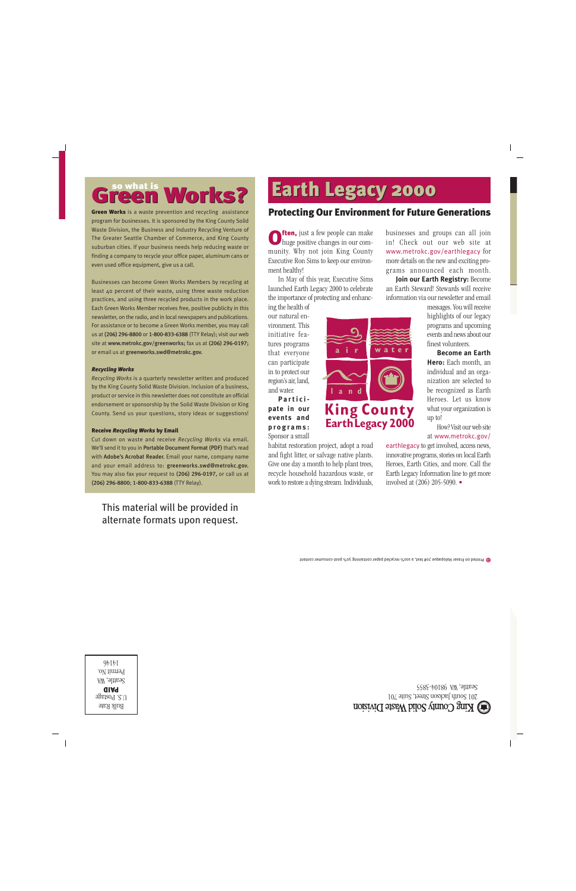# so what is Green Works?

**Green Works** is a waste prevention and recycling assistance program for businesses. It is sponsored by the King County Solid Waste Division, the Business and Industry Recycling Venture of The Greater Seattle Chamber of Commerce, and King County suburban cities. If your business needs help reducing waste or finding a company to recycle your office paper, aluminum cans or even used office equipment, give us a call.

Businesses can become Green Works Members by recycling at least 40 percent of their waste, using three waste reduction practices, and using three recycled products in the work place. Each Green Works Member receives free, positive publicity in this newsletter, on the radio, and in local newspapers and publications. For assistance or to become a Green Works member, you may call us at **(206) 296-8800** or **1-800-833-6388** (TTY Relay); visit our web site at **www.metrokc.gov/greenworks**; fax us at **(206) 296-0197**; or email us at **greenworks.swd@metrokc.gov.**

***Recycling Works***

*Recycling Works* is a quarterly newsletter written and produced by the King County Solid Waste Division. Inclusion of a business, product or service in this newsletter does not constitute an official endorsement or sponsorship by the Solid Waste Division or King County. Send us your questions, story ideas or suggestions!

**Receive *Recycling Works* by Email**

Cut down on waste and receive *Recycling Works* via email. We'll send it to you in **Portable Document Format (PDF)** that's read with **Adobe's Acrobat Reader.** Email your name, company name and your email address to: **greenworks.swd@metrokc.gov.** You may also fax your request to **(206) 296-0197**, or call us at **(206) 296-8800; 1-800-833-6388** (TTY Relay).

This material will be provided in alternate formats upon request.

# Earth Legacy 2000

## Protecting Our Environment for Future Generations

**Often,** just a few people can make huge positive changes in our community. Why not join King County Executive Ron Sims to keep our environment healthy!

In May of this year, Executive Sims launched Earth Legacy 2000 to celebrate the importance of protecting and enhancing the health of our natural environment. This initiative features programs that everyone can participate in to protect our region's air, land, and water.

**Participate in our events and programs:** Sponsor a small habitat restoration project, adopt a road and fight litter, or salvage native plants. Give one day a month to help plant trees, recycle household hazardous waste, or work to restore a dying stream. Individuals, businesses and groups can all join in! Check out our web site at www.metrokc.gov/earthlegacy for more details on the new and exciting programs announced each month.

**Join our Earth Registry:** Become an Earth Steward! Stewards will receive information via our newsletter and email messages. You will receive highlights of our legacy programs and upcoming events and news about our finest volunteers.

**Become an Earth Hero:** Each month, an individual and an organization are selected to be recognized as Earth Heroes. Let us know what your organization is up to!

How? Visit our web site at www.metrokc.gov/earthlegacy to get involved, access news, innovative programs, stories on local Earth Heroes, Earth Cities, and more. Call the Earth Legacy Information line to get more involved at (206) 205-5090. •

air water land

King County Earth Legacy 2000

Printed on Fraser Halopaque 70# text, a 100% recycled paper containing 30% post-consumer content

King County Solid Waste Division
201 South Jackson Street, Suite 701
Seattle, WA 98104-3855

Bulk Rate
U.S. Postage
**PAID**
Seattle, WA
Permit No.
14146